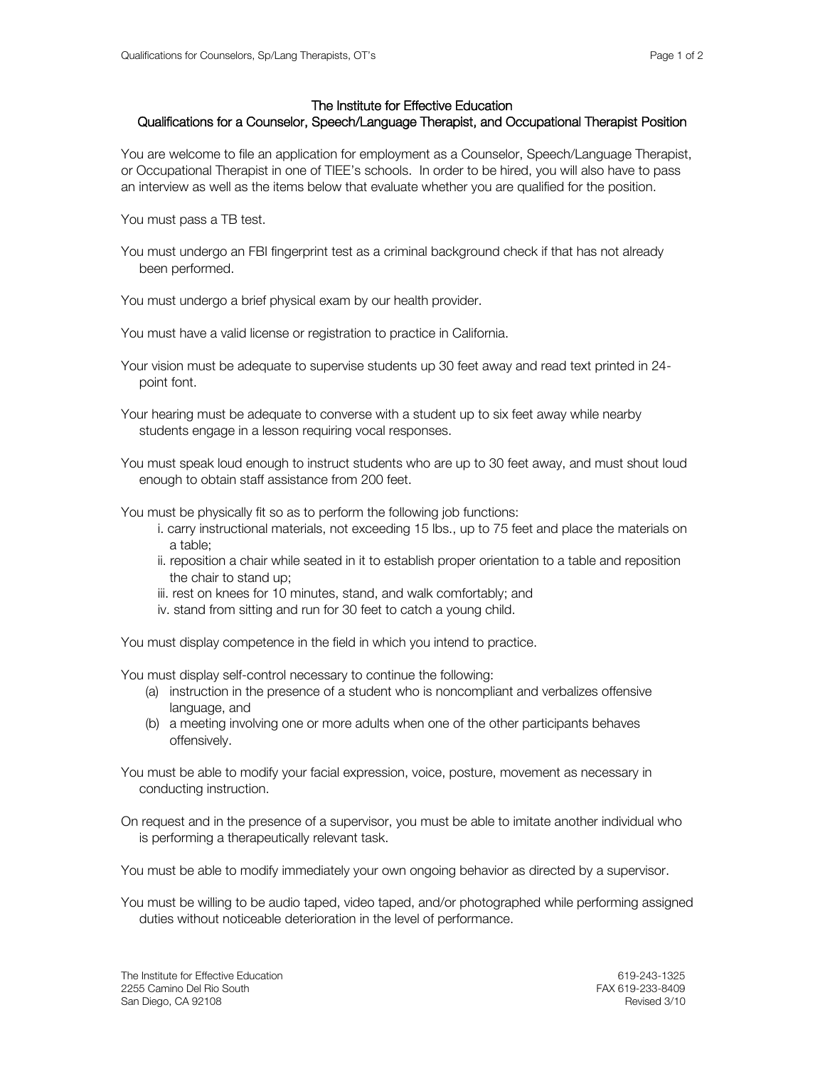## The Institute for Effective Education
## Qualifications for a Counselor, Speech/Language Therapist, and Occupational Therapist Position

You are welcome to file an application for employment as a Counselor, Speech/Language Therapist, or Occupational Therapist in one of TIEE's schools. In order to be hired, you will also have to pass an interview as well as the items below that evaluate whether you are qualified for the position.

You must pass a TB test.

You must undergo an FBI fingerprint test as a criminal background check if that has not already been performed.

You must undergo a brief physical exam by our health provider.

You must have a valid license or registration to practice in California.

Your vision must be adequate to supervise students up 30 feet away and read text printed in 24-point font.

Your hearing must be adequate to converse with a student up to six feet away while nearby students engage in a lesson requiring vocal responses.

You must speak loud enough to instruct students who are up to 30 feet away, and must shout loud enough to obtain staff assistance from 200 feet.

You must be physically fit so as to perform the following job functions:

- i. carry instructional materials, not exceeding 15 lbs., up to 75 feet and place the materials on a table;
- ii. reposition a chair while seated in it to establish proper orientation to a table and reposition the chair to stand up;
- iii. rest on knees for 10 minutes, stand, and walk comfortably; and
- iv. stand from sitting and run for 30 feet to catch a young child.

You must display competence in the field in which you intend to practice.

You must display self-control necessary to continue the following:

- (a) instruction in the presence of a student who is noncompliant and verbalizes offensive language, and
- (b) a meeting involving one or more adults when one of the other participants behaves offensively.

You must be able to modify your facial expression, voice, posture, movement as necessary in conducting instruction.

On request and in the presence of a supervisor, you must be able to imitate another individual who is performing a therapeutically relevant task.

You must be able to modify immediately your own ongoing behavior as directed by a supervisor.

You must be willing to be audio taped, video taped, and/or photographed while performing assigned duties without noticeable deterioration in the level of performance.

The Institute for Effective Education
2255 Camino Del Rio South
San Diego, CA 92108

619-243-1325
FAX 619-233-8409
Revised 3/10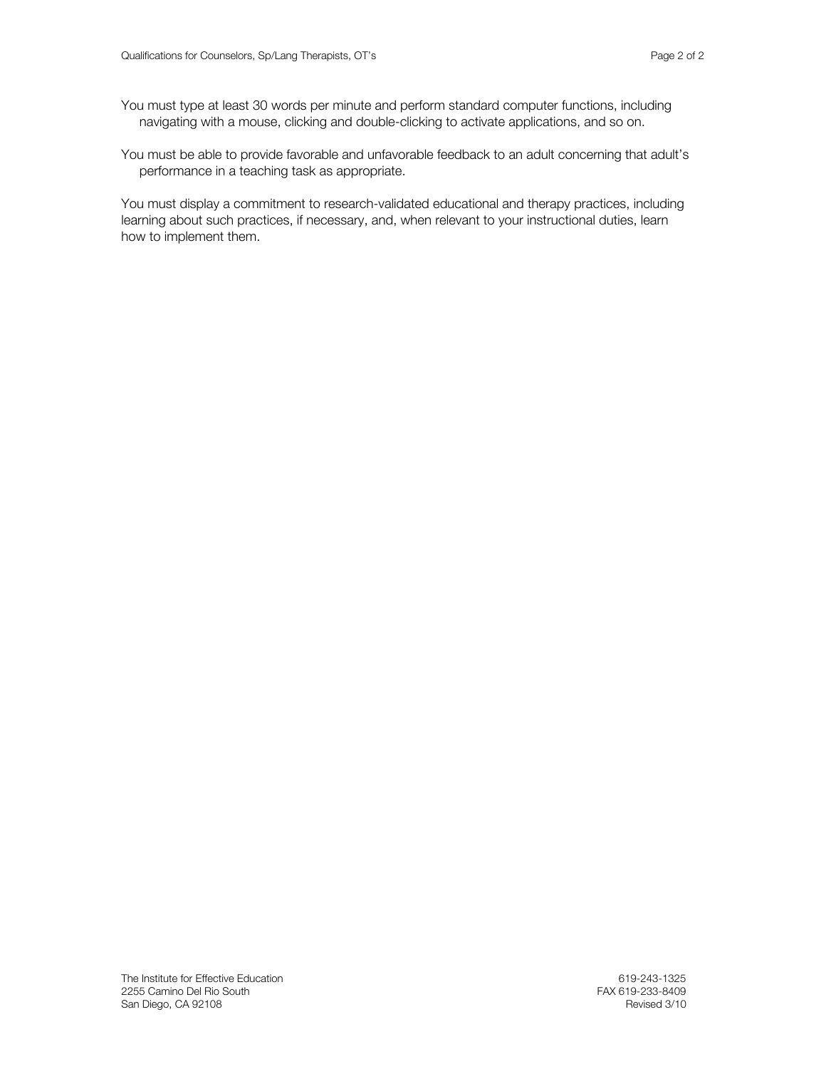You must type at least 30 words per minute and perform standard computer functions, including navigating with a mouse, clicking and double-clicking to activate applications, and so on.

You must be able to provide favorable and unfavorable feedback to an adult concerning that adult's performance in a teaching task as appropriate.

You must display a commitment to research-validated educational and therapy practices, including learning about such practices, if necessary, and, when relevant to your instructional duties, learn how to implement them.